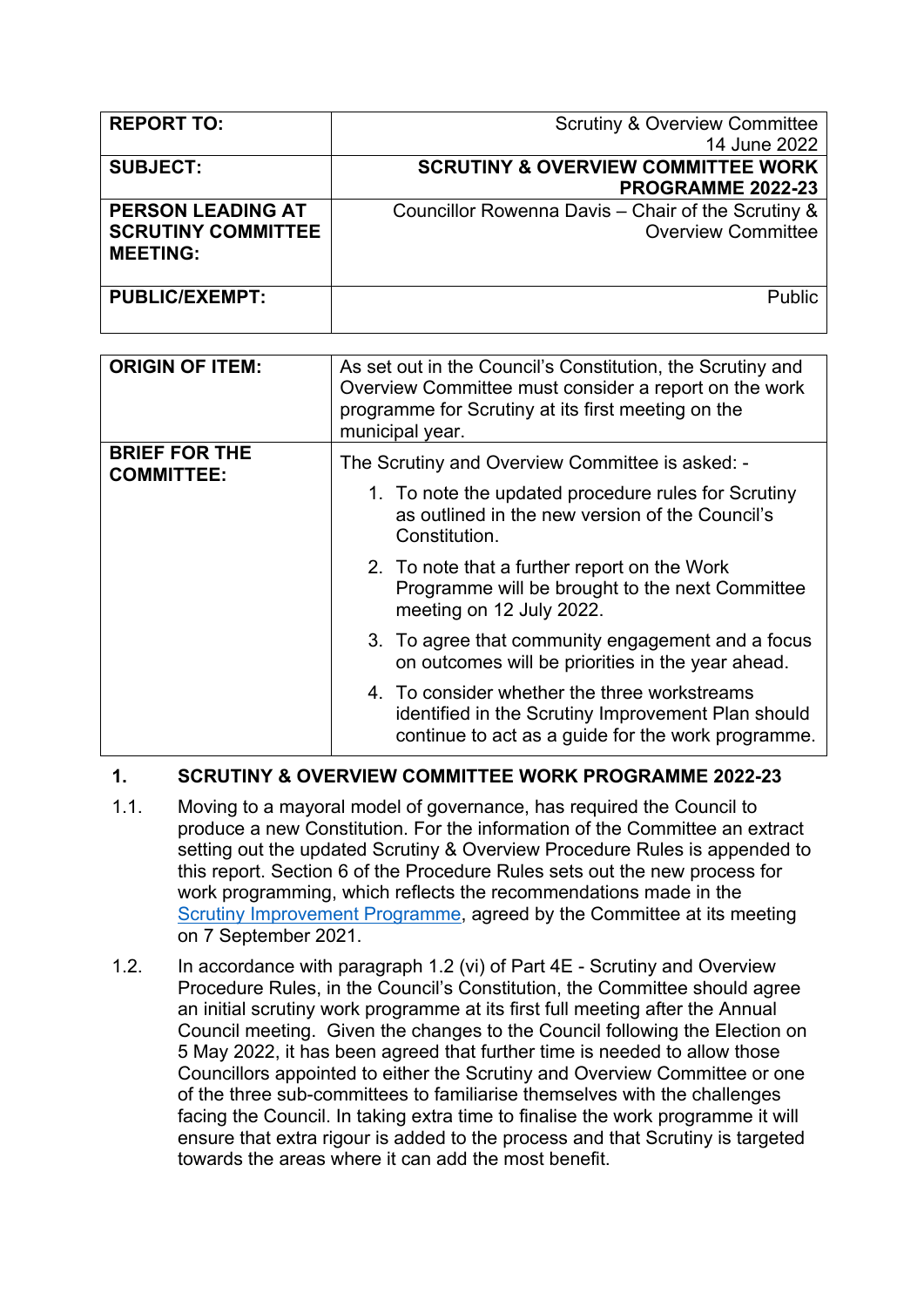| | |
|---|---|
| **REPORT TO:** | Scrutiny & Overview Committee 14 June 2022 |
| **SUBJECT:** | **SCRUTINY & OVERVIEW COMMITTEE WORK PROGRAMME 2022-23** |
| **PERSON LEADING AT SCRUTINY COMMITTEE MEETING:** | Councillor Rowenna Davis – Chair of the Scrutiny & Overview Committee |
| **PUBLIC/EXEMPT:** | Public |

| | |
|---|---|
| **ORIGIN OF ITEM:** | As set out in the Council's Constitution, the Scrutiny and Overview Committee must consider a report on the work programme for Scrutiny at its first meeting on the municipal year. |
| **BRIEF FOR THE COMMITTEE:** | The Scrutiny and Overview Committee is asked: - <br>1. To note the updated procedure rules for Scrutiny as outlined in the new version of the Council's Constitution. <br>2. To note that a further report on the Work Programme will be brought to the next Committee meeting on 12 July 2022. <br>3. To agree that community engagement and a focus on outcomes will be priorities in the year ahead. <br>4. To consider whether the three workstreams identified in the Scrutiny Improvement Plan should continue to act as a guide for the work programme. |

## 1. SCRUTINY & OVERVIEW COMMITTEE WORK PROGRAMME 2022-23

1.1. Moving to a mayoral model of governance, has required the Council to produce a new Constitution. For the information of the Committee an extract setting out the updated Scrutiny & Overview Procedure Rules is appended to this report. Section 6 of the Procedure Rules sets out the new process for work programming, which reflects the recommendations made in the Scrutiny Improvement Programme, agreed by the Committee at its meeting on 7 September 2021.

1.2. In accordance with paragraph 1.2 (vi) of Part 4E - Scrutiny and Overview Procedure Rules, in the Council's Constitution, the Committee should agree an initial scrutiny work programme at its first full meeting after the Annual Council meeting. Given the changes to the Council following the Election on 5 May 2022, it has been agreed that further time is needed to allow those Councillors appointed to either the Scrutiny and Overview Committee or one of the three sub-committees to familiarise themselves with the challenges facing the Council. In taking extra time to finalise the work programme it will ensure that extra rigour is added to the process and that Scrutiny is targeted towards the areas where it can add the most benefit.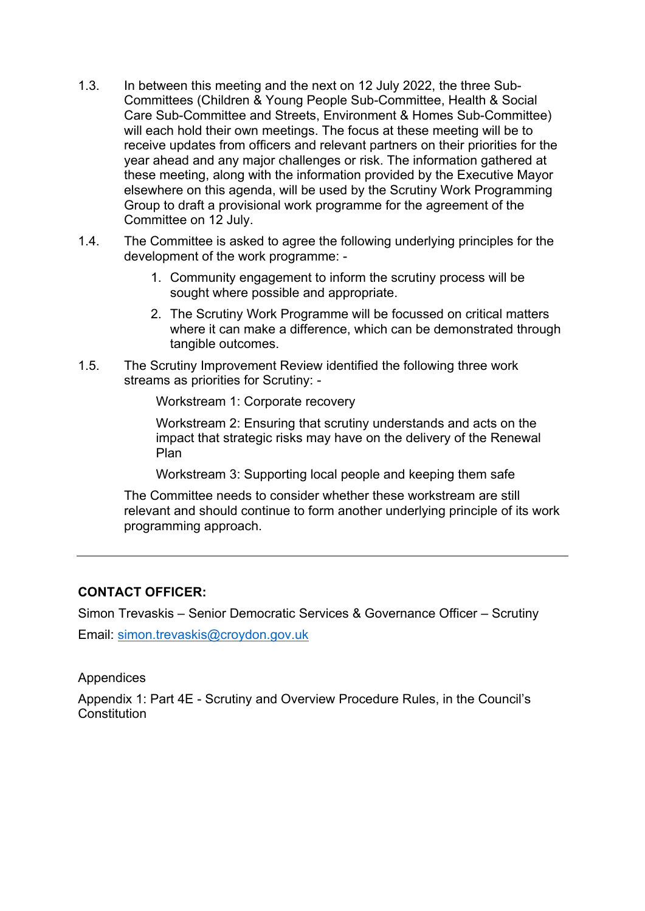1.3. In between this meeting and the next on 12 July 2022, the three Sub-Committees (Children & Young People Sub-Committee, Health & Social Care Sub-Committee and Streets, Environment & Homes Sub-Committee) will each hold their own meetings. The focus at these meeting will be to receive updates from officers and relevant partners on their priorities for the year ahead and any major challenges or risk. The information gathered at these meeting, along with the information provided by the Executive Mayor elsewhere on this agenda, will be used by the Scrutiny Work Programming Group to draft a provisional work programme for the agreement of the Committee on 12 July.

1.4. The Committee is asked to agree the following underlying principles for the development of the work programme: -

1. Community engagement to inform the scrutiny process will be sought where possible and appropriate.
2. The Scrutiny Work Programme will be focussed on critical matters where it can make a difference, which can be demonstrated through tangible outcomes.

1.5. The Scrutiny Improvement Review identified the following three work streams as priorities for Scrutiny: -

Workstream 1: Corporate recovery

Workstream 2: Ensuring that scrutiny understands and acts on the impact that strategic risks may have on the delivery of the Renewal Plan

Workstream 3: Supporting local people and keeping them safe

The Committee needs to consider whether these workstream are still relevant and should continue to form another underlying principle of its work programming approach.

---

**CONTACT OFFICER:**

Simon Trevaskis – Senior Democratic Services & Governance Officer – Scrutiny

Email: simon.trevaskis@croydon.gov.uk

Appendices

Appendix 1: Part 4E - Scrutiny and Overview Procedure Rules, in the Council's Constitution